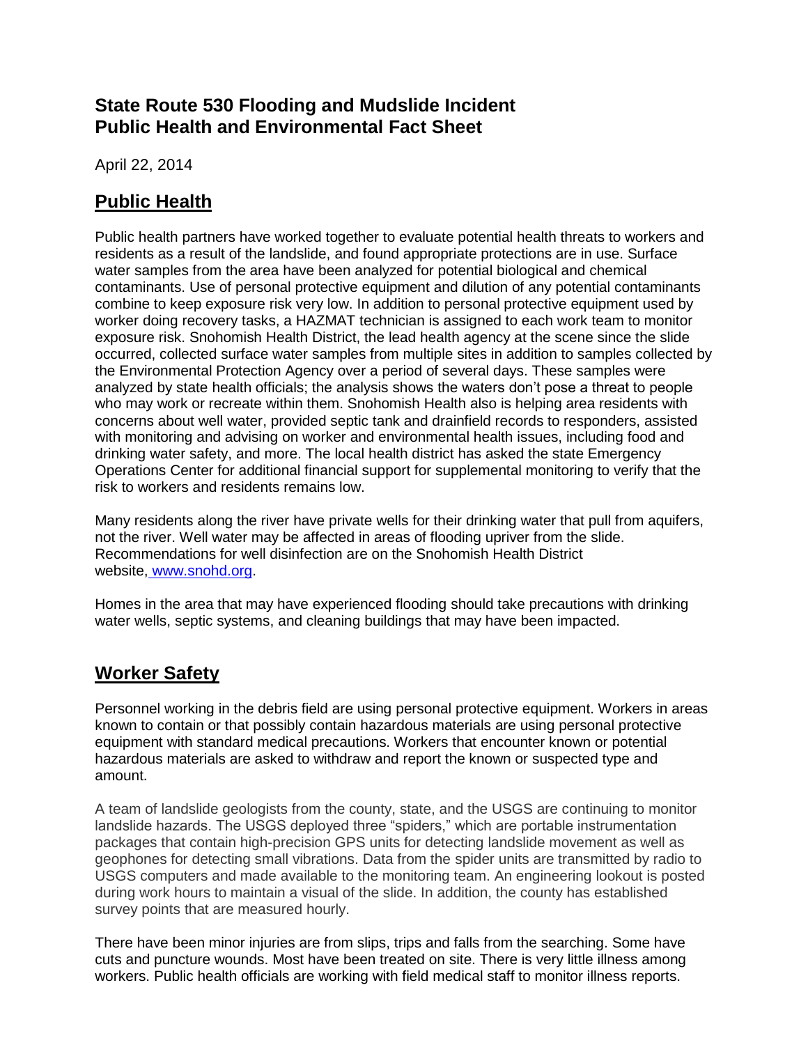# State Route 530 Flooding and Mudslide Incident
# Public Health and Environmental Fact Sheet

April 22, 2014

## Public Health

Public health partners have worked together to evaluate potential health threats to workers and residents as a result of the landslide, and found appropriate protections are in use. Surface water samples from the area have been analyzed for potential biological and chemical contaminants. Use of personal protective equipment and dilution of any potential contaminants combine to keep exposure risk very low. In addition to personal protective equipment used by worker doing recovery tasks, a HAZMAT technician is assigned to each work team to monitor exposure risk. Snohomish Health District, the lead health agency at the scene since the slide occurred, collected surface water samples from multiple sites in addition to samples collected by the Environmental Protection Agency over a period of several days. These samples were analyzed by state health officials; the analysis shows the waters don't pose a threat to people who may work or recreate within them. Snohomish Health also is helping area residents with concerns about well water, provided septic tank and drainfield records to responders, assisted with monitoring and advising on worker and environmental health issues, including food and drinking water safety, and more. The local health district has asked the state Emergency Operations Center for additional financial support for supplemental monitoring to verify that the risk to workers and residents remains low.

Many residents along the river have private wells for their drinking water that pull from aquifers, not the river. Well water may be affected in areas of flooding upriver from the slide. Recommendations for well disinfection are on the Snohomish Health District website, www.snohd.org.

Homes in the area that may have experienced flooding should take precautions with drinking water wells, septic systems, and cleaning buildings that may have been impacted.

## Worker Safety

Personnel working in the debris field are using personal protective equipment. Workers in areas known to contain or that possibly contain hazardous materials are using personal protective equipment with standard medical precautions. Workers that encounter known or potential hazardous materials are asked to withdraw and report the known or suspected type and amount.

A team of landslide geologists from the county, state, and the USGS are continuing to monitor landslide hazards. The USGS deployed three "spiders," which are portable instrumentation packages that contain high-precision GPS units for detecting landslide movement as well as geophones for detecting small vibrations. Data from the spider units are transmitted by radio to USGS computers and made available to the monitoring team. An engineering lookout is posted during work hours to maintain a visual of the slide. In addition, the county has established survey points that are measured hourly.

There have been minor injuries are from slips, trips and falls from the searching. Some have cuts and puncture wounds. Most have been treated on site. There is very little illness among workers. Public health officials are working with field medical staff to monitor illness reports.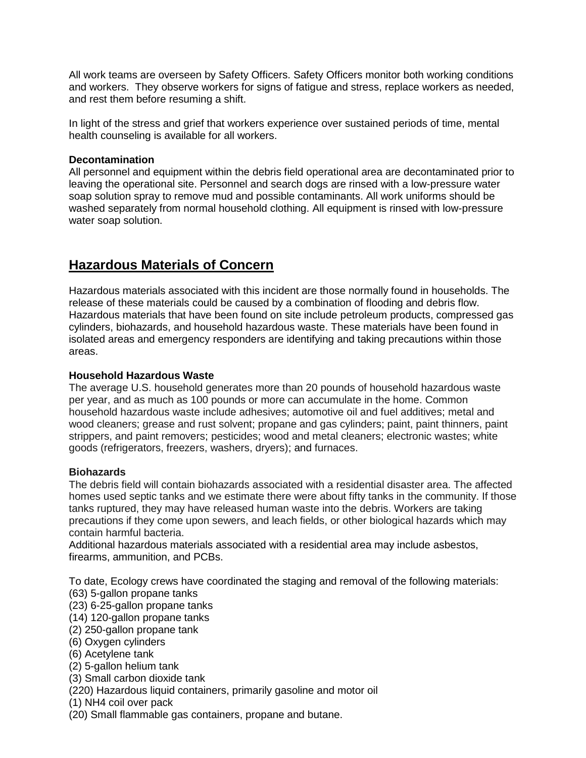All work teams are overseen by Safety Officers. Safety Officers monitor both working conditions and workers. They observe workers for signs of fatigue and stress, replace workers as needed, and rest them before resuming a shift.

In light of the stress and grief that workers experience over sustained periods of time, mental health counseling is available for all workers.

**Decontamination**
All personnel and equipment within the debris field operational area are decontaminated prior to leaving the operational site. Personnel and search dogs are rinsed with a low-pressure water soap solution spray to remove mud and possible contaminants. All work uniforms should be washed separately from normal household clothing. All equipment is rinsed with low-pressure water soap solution.

## Hazardous Materials of Concern

Hazardous materials associated with this incident are those normally found in households. The release of these materials could be caused by a combination of flooding and debris flow. Hazardous materials that have been found on site include petroleum products, compressed gas cylinders, biohazards, and household hazardous waste. These materials have been found in isolated areas and emergency responders are identifying and taking precautions within those areas.

**Household Hazardous Waste**
The average U.S. household generates more than 20 pounds of household hazardous waste per year, and as much as 100 pounds or more can accumulate in the home. Common household hazardous waste include adhesives; automotive oil and fuel additives; metal and wood cleaners; grease and rust solvent; propane and gas cylinders; paint, paint thinners, paint strippers, and paint removers; pesticides; wood and metal cleaners; electronic wastes; white goods (refrigerators, freezers, washers, dryers); and furnaces.

**Biohazards**
The debris field will contain biohazards associated with a residential disaster area. The affected homes used septic tanks and we estimate there were about fifty tanks in the community. If those tanks ruptured, they may have released human waste into the debris. Workers are taking precautions if they come upon sewers, and leach fields, or other biological hazards which may contain harmful bacteria.
Additional hazardous materials associated with a residential area may include asbestos, firearms, ammunition, and PCBs.

To date, Ecology crews have coordinated the staging and removal of the following materials:
(63) 5-gallon propane tanks
(23) 6-25-gallon propane tanks
(14) 120-gallon propane tanks
(2) 250-gallon propane tank
(6) Oxygen cylinders
(6) Acetylene tank
(2) 5-gallon helium tank
(3) Small carbon dioxide tank
(220) Hazardous liquid containers, primarily gasoline and motor oil
(1) NH4 coil over pack
(20) Small flammable gas containers, propane and butane.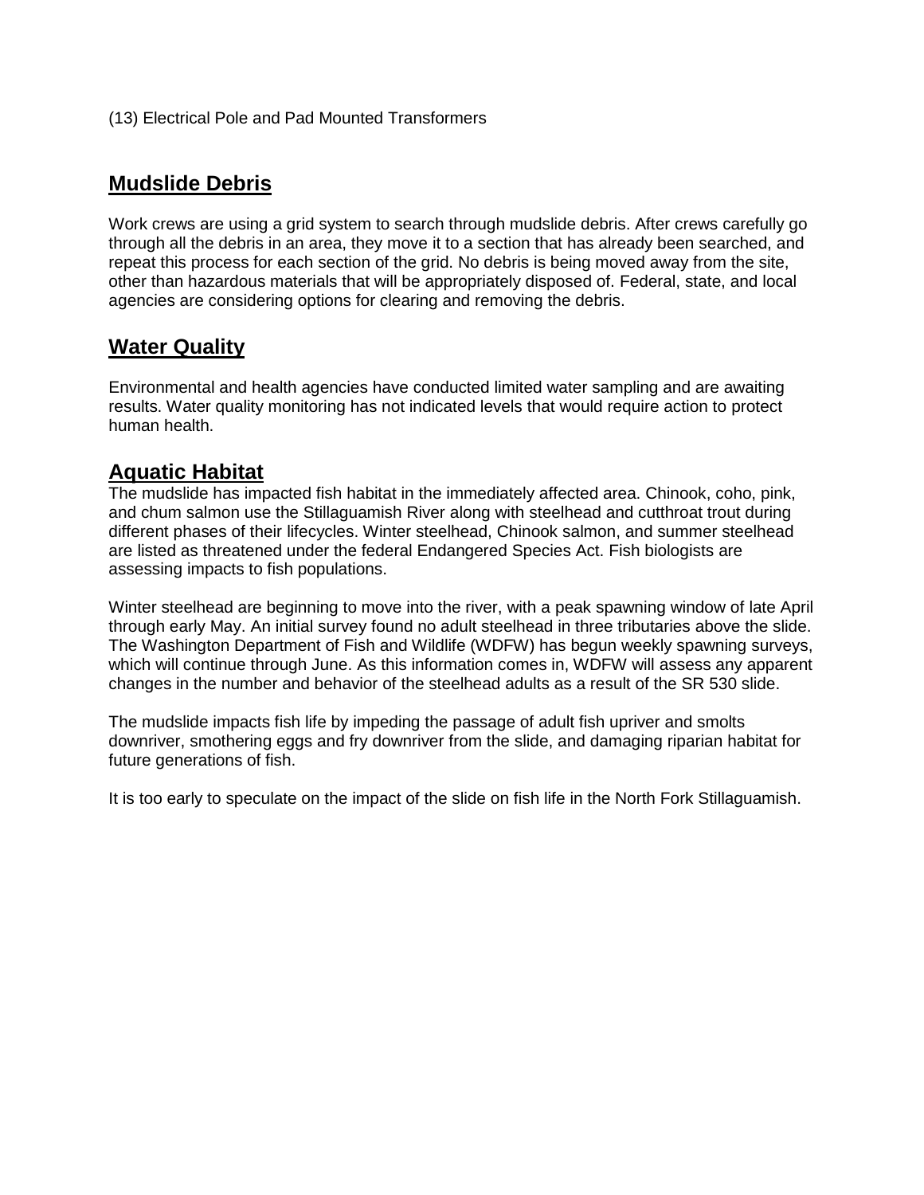(13) Electrical Pole and Pad Mounted Transformers

## Mudslide Debris

Work crews are using a grid system to search through mudslide debris. After crews carefully go through all the debris in an area, they move it to a section that has already been searched, and repeat this process for each section of the grid. No debris is being moved away from the site, other than hazardous materials that will be appropriately disposed of. Federal, state, and local agencies are considering options for clearing and removing the debris.

## Water Quality

Environmental and health agencies have conducted limited water sampling and are awaiting results. Water quality monitoring has not indicated levels that would require action to protect human health.

## Aquatic Habitat

The mudslide has impacted fish habitat in the immediately affected area. Chinook, coho, pink, and chum salmon use the Stillaguamish River along with steelhead and cutthroat trout during different phases of their lifecycles. Winter steelhead, Chinook salmon, and summer steelhead are listed as threatened under the federal Endangered Species Act. Fish biologists are assessing impacts to fish populations.

Winter steelhead are beginning to move into the river, with a peak spawning window of late April through early May. An initial survey found no adult steelhead in three tributaries above the slide. The Washington Department of Fish and Wildlife (WDFW) has begun weekly spawning surveys, which will continue through June. As this information comes in, WDFW will assess any apparent changes in the number and behavior of the steelhead adults as a result of the SR 530 slide.

The mudslide impacts fish life by impeding the passage of adult fish upriver and smolts downriver, smothering eggs and fry downriver from the slide, and damaging riparian habitat for future generations of fish.

It is too early to speculate on the impact of the slide on fish life in the North Fork Stillaguamish.